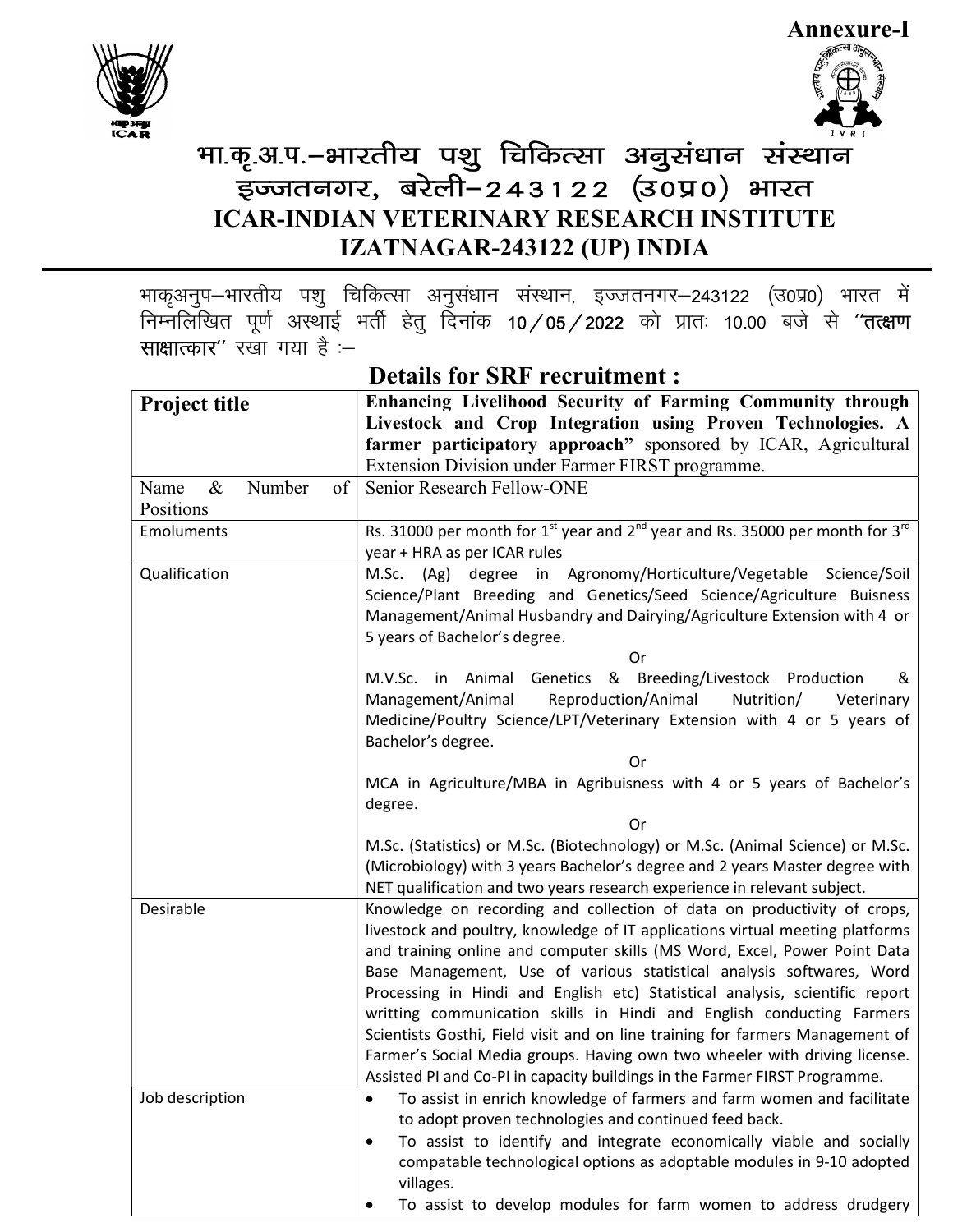Annexure-I

# भा.कृ.अ.प.–भारतीय पशु चिकित्सा अनुसंधान संस्थान
# इज्जतनगर, बरेली–243122 (उ0प्र0) भारत
# ICAR-INDIAN VETERINARY RESEARCH INSTITUTE
# IZATNAGAR-243122 (UP) INDIA

भाकृअनुप–भारतीय पशु चिकित्सा अनुसंधान संस्थान, इज्जतनगर–243122 (उ0प्र0) भारत में निम्नलिखित पूर्ण अस्थाई भर्ती हेतु दिनांक 10/05/2022 को प्रातः 10.00 बजे से **''तत्क्षण साक्षात्कार''** रखा गया है :–

## Details for SRF recruitment :

| | |
|---|---|
| **Project title** | **Enhancing Livelihood Security of Farming Community through Livestock and Crop Integration using Proven Technologies. A farmer participatory approach"** sponsored by ICAR, Agricultural Extension Division under Farmer FIRST programme. |
| Name & Number of Positions | Senior Research Fellow-ONE |
| Emoluments | Rs. 31000 per month for 1st year and 2nd year and Rs. 35000 per month for 3rd year + HRA as per ICAR rules |
| Qualification | M.Sc. (Ag) degree in Agronomy/Horticulture/Vegetable Science/Soil Science/Plant Breeding and Genetics/Seed Science/Agriculture Buisness Management/Animal Husbandry and Dairying/Agriculture Extension with 4 or 5 years of Bachelor's degree.<br>Or<br>M.V.Sc. in Animal Genetics & Breeding/Livestock Production & Management/Animal Reproduction/Animal Nutrition/ Veterinary Medicine/Poultry Science/LPT/Veterinary Extension with 4 or 5 years of Bachelor's degree.<br>Or<br>MCA in Agriculture/MBA in Agribuisness with 4 or 5 years of Bachelor's degree.<br>Or<br>M.Sc. (Statistics) or M.Sc. (Biotechnology) or M.Sc. (Animal Science) or M.Sc. (Microbiology) with 3 years Bachelor's degree and 2 years Master degree with NET qualification and two years research experience in relevant subject. |
| Desirable | Knowledge on recording and collection of data on productivity of crops, livestock and poultry, knowledge of IT applications virtual meeting platforms and training online and computer skills (MS Word, Excel, Power Point Data Base Management, Use of various statistical analysis softwares, Word Processing in Hindi and English etc) Statistical analysis, scientific report writting communication skills in Hindi and English conducting Farmers Scientists Gosthi, Field visit and on line training for farmers Management of Farmer's Social Media groups. Having own two wheeler with driving license. Assisted PI and Co-PI in capacity buildings in the Farmer FIRST Programme. |
| Job description | • To assist in enrich knowledge of farmers and farm women and facilitate to adopt proven technologies and continued feed back.<br>• To assist to identify and integrate economically viable and socially compatable technological options as adoptable modules in 9-10 adopted villages.<br>• To assist to develop modules for farm women to address drudgery |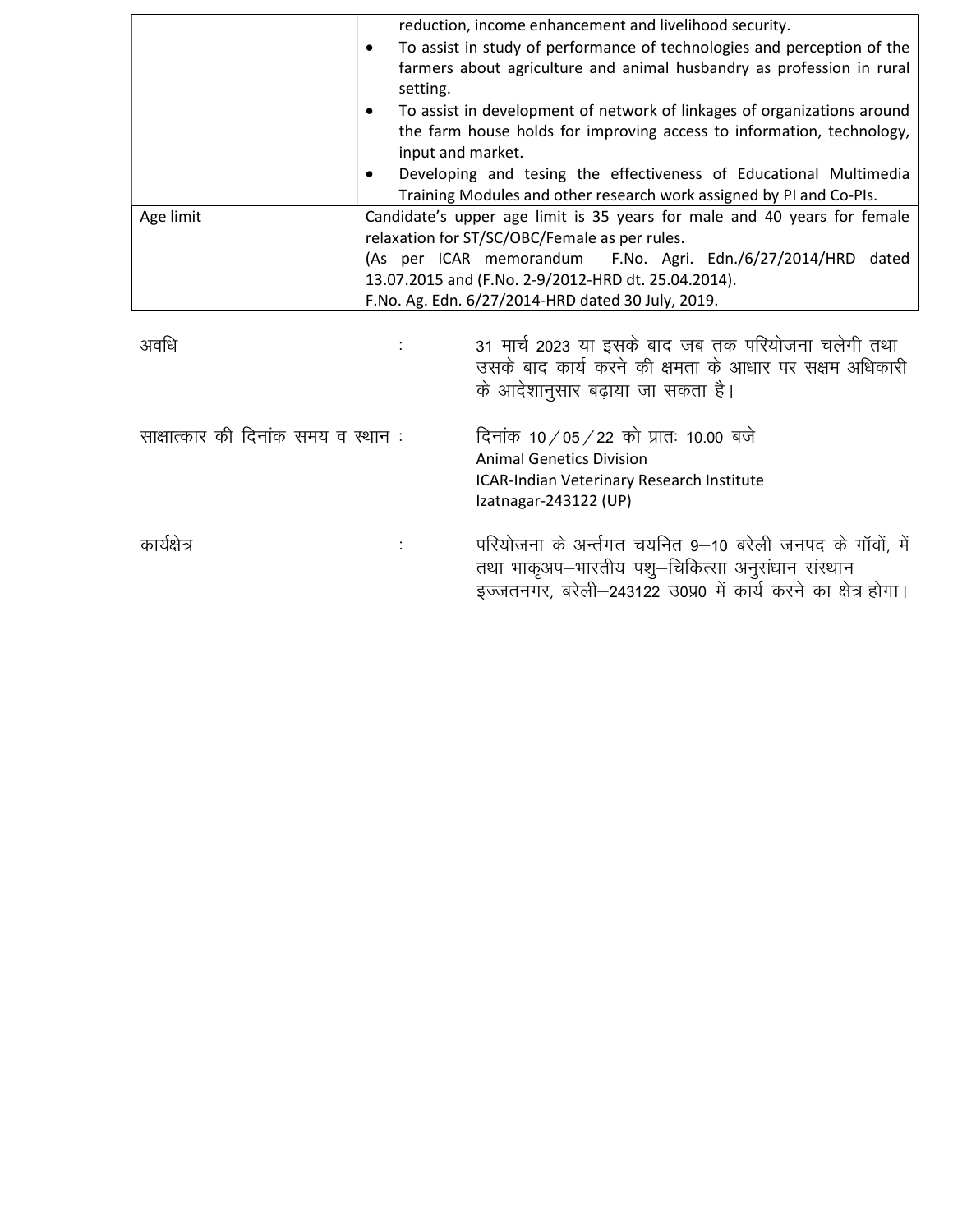| | |
|---|---|
| | reduction, income enhancement and livelihood security.<br>• To assist in study of performance of technologies and perception of the farmers about agriculture and animal husbandry as profession in rural setting.<br>• To assist in development of network of linkages of organizations around the farm house holds for improving access to information, technology, input and market.<br>• Developing and tesing the effectiveness of Educational Multimedia Training Modules and other research work assigned by PI and Co-PIs. |
| Age limit | Candidate's upper age limit is 35 years for male and 40 years for female relaxation for ST/SC/OBC/Female as per rules.<br>(As per ICAR memorandum F.No. Agri. Edn./6/27/2014/HRD dated 13.07.2015 and (F.No. 2-9/2012-HRD dt. 25.04.2014).<br>F.No. Ag. Edn. 6/27/2014-HRD dated 30 July, 2019. |

अवधि : 31 मार्च 2023 या इसके बाद जब तक परियोजना चलेगी तथा उसके बाद कार्य करने की क्षमता के आधार पर सक्षम अधिकारी के आदेशानुसार बढ़ाया जा सकता है।

साक्षात्कार की दिनांक समय व स्थान : दिनांक 10/05/22 को प्रातः 10.00 बजे
Animal Genetics Division
ICAR-Indian Veterinary Research Institute
Izatnagar-243122 (UP)

कार्यक्षेत्र : परियोजना के अर्न्तगत चयनित 9–10 बरेली जनपद के गॉवों, में तथा भाकृअप–भारतीय पशु–चिकित्सा अनुसंधान संस्थान इज्जतनगर, बरेली–243122 उ0प्र0 में कार्य करने का क्षेत्र होगा।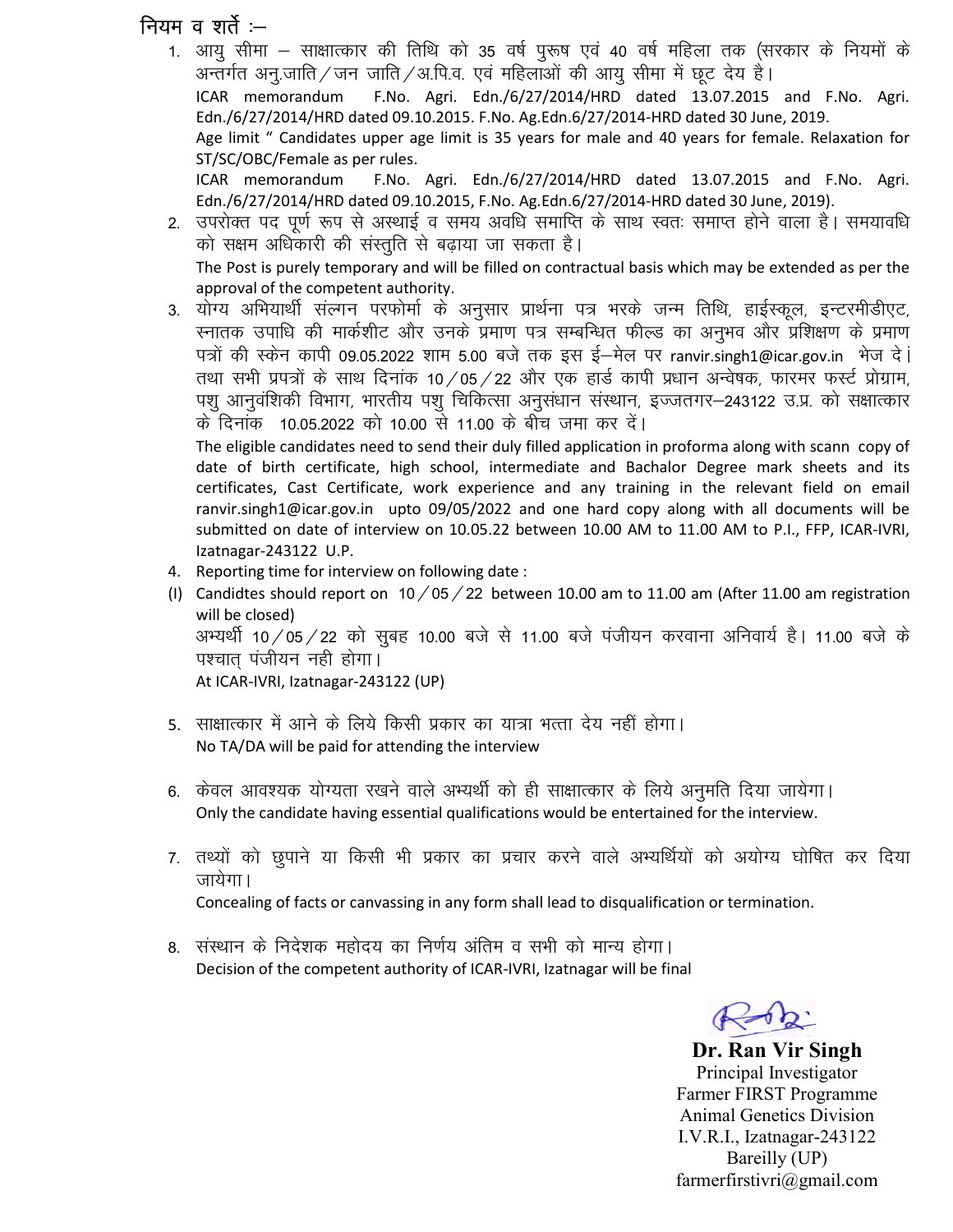## नियम व शर्ते :–

1. आयु सीमा – साक्षात्कार की तिथि को 35 वर्ष पुरूष एवं 40 वर्ष महिला तक (सरकार के नियमों के अन्तर्गत अनु.जाति / जन जाति / अ.पि.व. एवं महिलाओं की आयु सीमा में छूट देय है।
   ICAR memorandum F.No. Agri. Edn./6/27/2014/HRD dated 13.07.2015 and F.No. Agri. Edn./6/27/2014/HRD dated 09.10.2015. F.No. Ag.Edn.6/27/2014-HRD dated 30 June, 2019.
   Age limit " Candidates upper age limit is 35 years for male and 40 years for female. Relaxation for ST/SC/OBC/Female as per rules.
   ICAR memorandum F.No. Agri. Edn./6/27/2014/HRD dated 13.07.2015 and F.No. Agri. Edn./6/27/2014/HRD dated 09.10.2015, F.No. Ag.Edn.6/27/2014-HRD dated 30 June, 2019).
2. उपरोक्त पद पूर्ण रूप से अस्थाई व समय अवधि समाप्ति के साथ स्वतः समाप्त होने वाला है। समयावधि को सक्षम अधिकारी की संस्तुति से बढ़ाया जा सकता है।
   The Post is purely temporary and will be filled on contractual basis which may be extended as per the approval of the competent authority.
3. योग्य अभियार्थी संल्गन परफोर्मा के अनुसार प्रार्थना पत्र भरके जन्म तिथि, हाईस्कूल, इन्टरमीडीएट, स्नातक उपाधि की मार्कशीट और उनके प्रमाण पत्र सम्बन्धित फील्ड का अनुभव और प्रशिक्षण के प्रमाण पत्रों की स्केन कापी 09.05.2022 शाम 5.00 बजे तक इस ई–मेल पर ranvir.singh1@icar.gov.in भेज दें। तथा सभी प्रपत्रों के साथ दिनांक 10 / 05 / 22 और एक हार्ड कापी प्रधान अन्वेषक, फारमर फर्स्ट प्रोग्राम, पशु आनुवंशिकी विभाग, भारतीय पशु चिकित्सा अनुसंधान संस्थान, इज्जतगर–243122 उ.प्र. को सक्षात्कार के दिनांक 10.05.2022 को 10.00 से 11.00 के बीच जमा कर दें।
   The eligible candidates need to send their duly filled application in proforma along with scann copy of date of birth certificate, high school, intermediate and Bachalor Degree mark sheets and its certificates, Cast Certificate, work experience and any training in the relevant field on email ranvir.singh1@icar.gov.in upto 09/05/2022 and one hard copy along with all documents will be submitted on date of interview on 10.05.22 between 10.00 AM to 11.00 AM to P.I., FFP, ICAR-IVRI, Izatnagar-243122 U.P.
4. Reporting time for interview on following date :

(I) Candidtes should report on 10 / 05 / 22 between 10.00 am to 11.00 am (After 11.00 am registration will be closed)
   अभ्यर्थी 10 / 05 / 22 को सुबह 10.00 बजे से 11.00 बजे पंजीयन करवाना अनिवार्य है। 11.00 बजे के पश्चात् पंजीयन नही होगा।
   At ICAR-IVRI, Izatnagar-243122 (UP)

5. साक्षात्कार में आने के लिये किसी प्रकार का यात्रा भत्ता देय नहीं होगा।
   No TA/DA will be paid for attending the interview
6. केवल आवश्यक योग्यता रखने वाले अभ्यर्थी को ही साक्षात्कार के लिये अनुमति दिया जायेगा।
   Only the candidate having essential qualifications would be entertained for the interview.
7. तथ्यों को छुपाने या किसी भी प्रकार का प्रचार करने वाले अभ्यर्थियों को अयोग्य घोषित कर दिया जायेगा।
   Concealing of facts or canvassing in any form shall lead to disqualification or termination.
8. संस्थान के निदेशक महोदय का निर्णय अंतिम व सभी को मान्य होगा।
   Decision of the competent authority of ICAR-IVRI, Izatnagar will be final

**Dr. Ran Vir Singh**
Principal Investigator
Farmer FIRST Programme
Animal Genetics Division
I.V.R.I., Izatnagar-243122
Bareilly (UP)
farmerfirstivri@gmail.com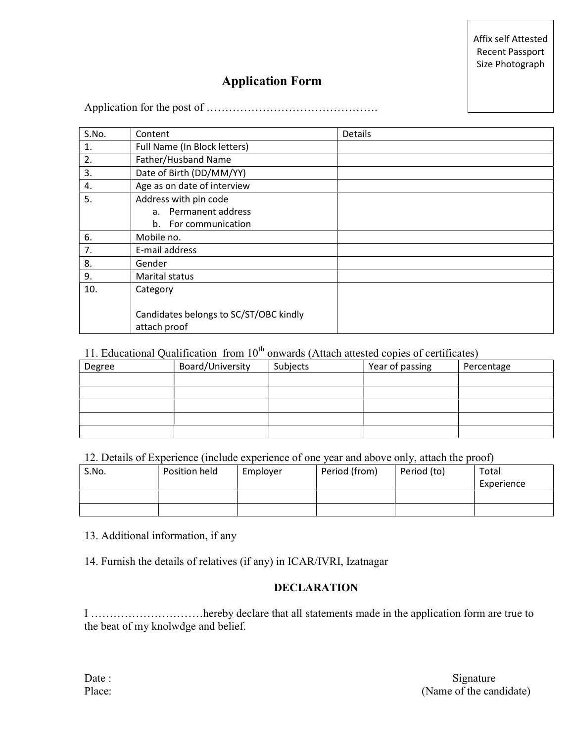Affix self Attested Recent Passport Size Photograph

# Application Form

Application for the post of ……………………………………….

| S.No. | Content | Details |
|---|---|---|
| 1. | Full Name (In Block letters) | |
| 2. | Father/Husband Name | |
| 3. | Date of Birth (DD/MM/YY) | |
| 4. | Age as on date of interview | |
| 5. | Address with pin code<br>a. Permanent address<br>b. For communication | |
| 6. | Mobile no. | |
| 7. | E-mail address | |
| 8. | Gender | |
| 9. | Marital status | |
| 10. | Category<br><br>Candidates belongs to SC/ST/OBC kindly attach proof | |

11. Educational Qualification from 10th onwards (Attach attested copies of certificates)

| Degree | Board/University | Subjects | Year of passing | Percentage |
|---|---|---|---|---|
| | | | | |
| | | | | |
| | | | | |
| | | | | |

12. Details of Experience (include experience of one year and above only, attach the proof)

| S.No. | Position held | Employer | Period (from) | Period (to) | Total Experience |
|---|---|---|---|---|---|
| | | | | | |
| | | | | | |

13. Additional information, if any

14. Furnish the details of relatives (if any) in ICAR/IVRI, Izatnagar

**DECLARATION**

I …………………………hereby declare that all statements made in the application form are true to the beat of my knolwdge and belief.

Date :

Place:

Signature

(Name of the candidate)